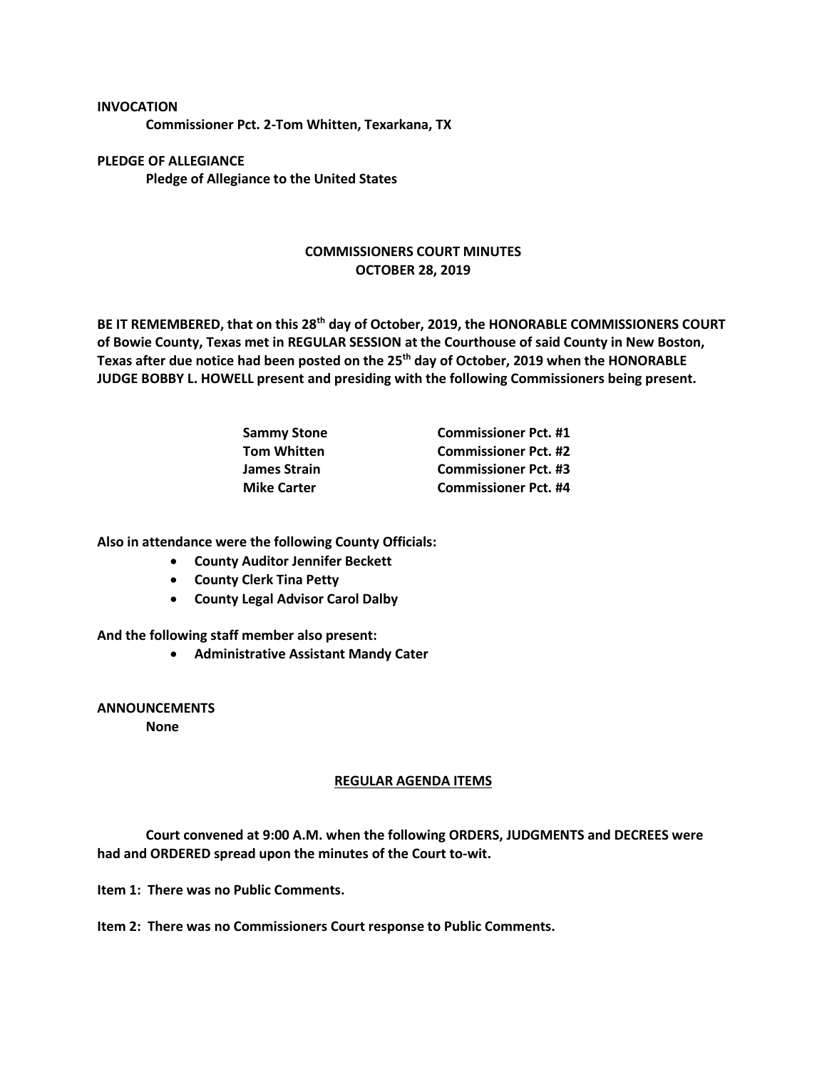**INVOCATION**

**Commissioner Pct. 2-Tom Whitten, Texarkana, TX**

**PLEDGE OF ALLEGIANCE**

**Pledge of Allegiance to the United States**

# COMMISSIONERS COURT MINUTES
## OCTOBER 28, 2019

**BE IT REMEMBERED, that on this 28th day of October, 2019, the HONORABLE COMMISSIONERS COURT of Bowie County, Texas met in REGULAR SESSION at the Courthouse of said County in New Boston, Texas after due notice had been posted on the 25th day of October, 2019 when the HONORABLE JUDGE BOBBY L. HOWELL present and presiding with the following Commissioners being present.**

| | |
|---|---|
| **Sammy Stone** | **Commissioner Pct. #1** |
| **Tom Whitten** | **Commissioner Pct. #2** |
| **James Strain** | **Commissioner Pct. #3** |
| **Mike Carter** | **Commissioner Pct. #4** |

**Also in attendance were the following County Officials:**

- **County Auditor Jennifer Beckett**
- **County Clerk Tina Petty**
- **County Legal Advisor Carol Dalby**

**And the following staff member also present:**

- **Administrative Assistant Mandy Cater**

**ANNOUNCEMENTS**

**None**

**REGULAR AGENDA ITEMS**

**Court convened at 9:00 A.M. when the following ORDERS, JUDGMENTS and DECREES were had and ORDERED spread upon the minutes of the Court to-wit.**

**Item 1: There was no Public Comments.**

**Item 2: There was no Commissioners Court response to Public Comments.**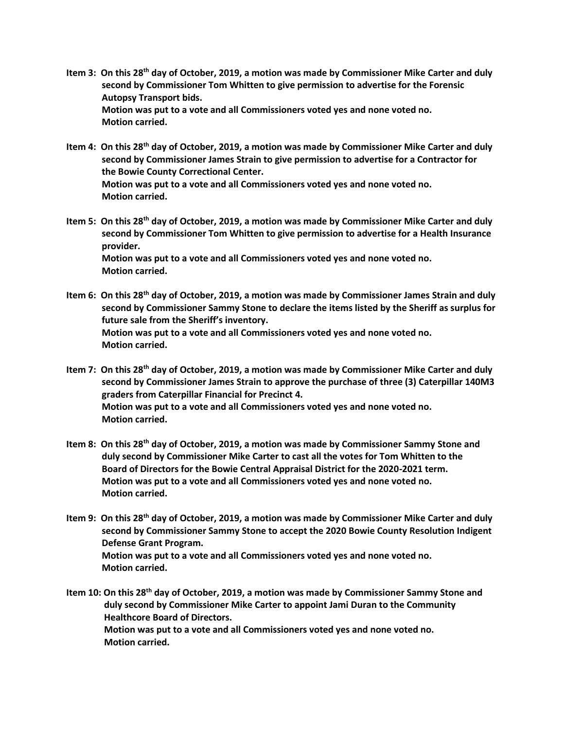**Item 3: On this 28th day of October, 2019, a motion was made by Commissioner Mike Carter and duly second by Commissioner Tom Whitten to give permission to advertise for the Forensic Autopsy Transport bids.**
**Motion was put to a vote and all Commissioners voted yes and none voted no.**
**Motion carried.**

**Item 4: On this 28th day of October, 2019, a motion was made by Commissioner Mike Carter and duly second by Commissioner James Strain to give permission to advertise for a Contractor for the Bowie County Correctional Center.**
**Motion was put to a vote and all Commissioners voted yes and none voted no.**
**Motion carried.**

**Item 5: On this 28th day of October, 2019, a motion was made by Commissioner Mike Carter and duly second by Commissioner Tom Whitten to give permission to advertise for a Health Insurance provider.**
**Motion was put to a vote and all Commissioners voted yes and none voted no.**
**Motion carried.**

**Item 6: On this 28th day of October, 2019, a motion was made by Commissioner James Strain and duly second by Commissioner Sammy Stone to declare the items listed by the Sheriff as surplus for future sale from the Sheriff's inventory.**
**Motion was put to a vote and all Commissioners voted yes and none voted no.**
**Motion carried.**

**Item 7: On this 28th day of October, 2019, a motion was made by Commissioner Mike Carter and duly second by Commissioner James Strain to approve the purchase of three (3) Caterpillar 140M3 graders from Caterpillar Financial for Precinct 4.**
**Motion was put to a vote and all Commissioners voted yes and none voted no.**
**Motion carried.**

**Item 8: On this 28th day of October, 2019, a motion was made by Commissioner Sammy Stone and duly second by Commissioner Mike Carter to cast all the votes for Tom Whitten to the Board of Directors for the Bowie Central Appraisal District for the 2020-2021 term.**
**Motion was put to a vote and all Commissioners voted yes and none voted no.**
**Motion carried.**

**Item 9: On this 28th day of October, 2019, a motion was made by Commissioner Mike Carter and duly second by Commissioner Sammy Stone to accept the 2020 Bowie County Resolution Indigent Defense Grant Program.**
**Motion was put to a vote and all Commissioners voted yes and none voted no.**
**Motion carried.**

**Item 10: On this 28th day of October, 2019, a motion was made by Commissioner Sammy Stone and duly second by Commissioner Mike Carter to appoint Jami Duran to the Community Healthcore Board of Directors.**
**Motion was put to a vote and all Commissioners voted yes and none voted no.**
**Motion carried.**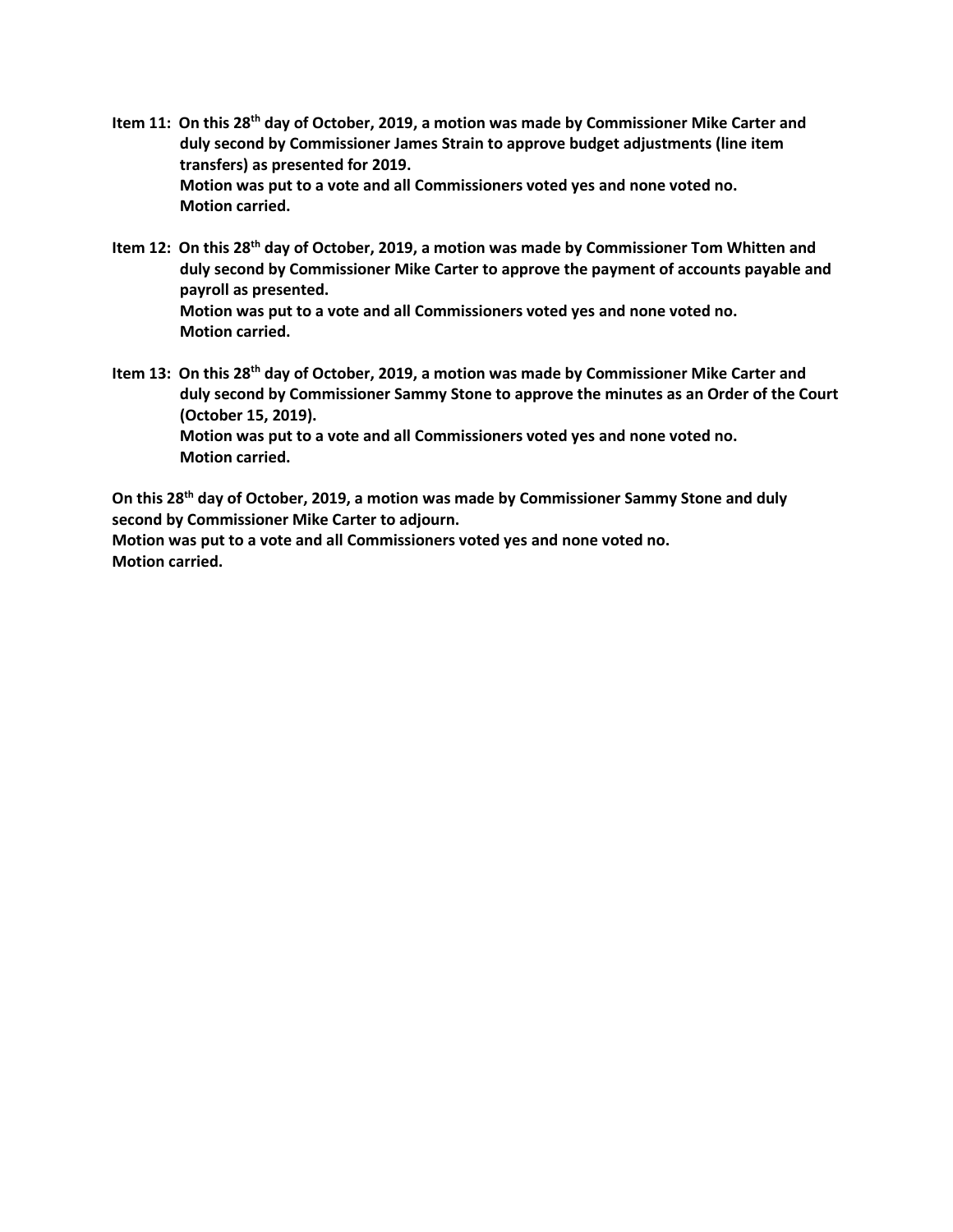**Item 11: On this 28th day of October, 2019, a motion was made by Commissioner Mike Carter and duly second by Commissioner James Strain to approve budget adjustments (line item transfers) as presented for 2019.**
**Motion was put to a vote and all Commissioners voted yes and none voted no.**
**Motion carried.**

**Item 12: On this 28th day of October, 2019, a motion was made by Commissioner Tom Whitten and duly second by Commissioner Mike Carter to approve the payment of accounts payable and payroll as presented.**
**Motion was put to a vote and all Commissioners voted yes and none voted no.**
**Motion carried.**

**Item 13: On this 28th day of October, 2019, a motion was made by Commissioner Mike Carter and duly second by Commissioner Sammy Stone to approve the minutes as an Order of the Court (October 15, 2019).**
**Motion was put to a vote and all Commissioners voted yes and none voted no.**
**Motion carried.**

**On this 28th day of October, 2019, a motion was made by Commissioner Sammy Stone and duly second by Commissioner Mike Carter to adjourn.**
**Motion was put to a vote and all Commissioners voted yes and none voted no.**
**Motion carried.**